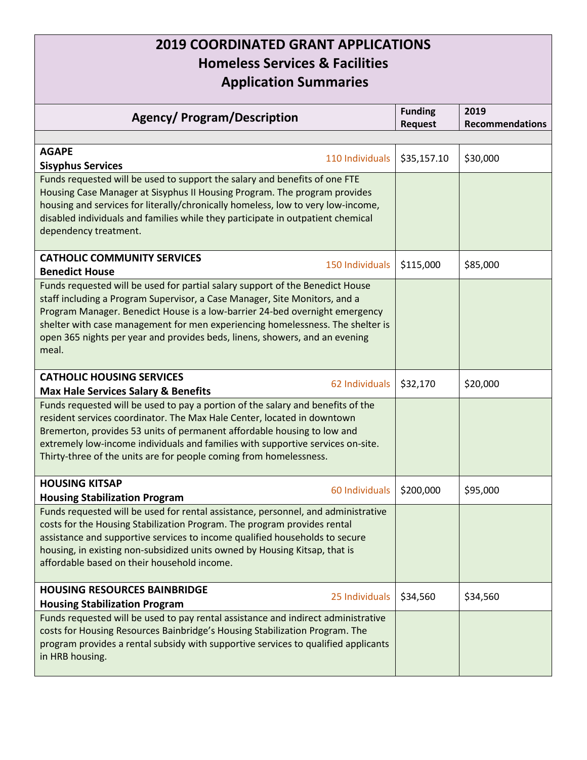# 2019 COORDINATED GRANT APPLICATIONS
## Homeless Services & Facilities
## Application Summaries

| Agency/ Program/Description | | Funding Request | 2019 Recommendations |
|---|---|---|---|
| **AGAPE**<br>**Sisyphus Services** | 110 Individuals | $35,157.10 | $30,000 |
| Funds requested will be used to support the salary and benefits of one FTE Housing Case Manager at Sisyphus II Housing Program. The program provides housing and services for literally/chronically homeless, low to very low-income, disabled individuals and families while they participate in outpatient chemical dependency treatment. | | | |
| **CATHOLIC COMMUNITY SERVICES**<br>**Benedict House** | 150 Individuals | $115,000 | $85,000 |
| Funds requested will be used for partial salary support of the Benedict House staff including a Program Supervisor, a Case Manager, Site Monitors, and a Program Manager. Benedict House is a low-barrier 24-bed overnight emergency shelter with case management for men experiencing homelessness. The shelter is open 365 nights per year and provides beds, linens, showers, and an evening meal. | | | |
| **CATHOLIC HOUSING SERVICES**<br>**Max Hale Services Salary & Benefits** | 62 Individuals | $32,170 | $20,000 |
| Funds requested will be used to pay a portion of the salary and benefits of the resident services coordinator. The Max Hale Center, located in downtown Bremerton, provides 53 units of permanent affordable housing to low and extremely low-income individuals and families with supportive services on-site. Thirty-three of the units are for people coming from homelessness. | | | |
| **HOUSING KITSAP**<br>**Housing Stabilization Program** | 60 Individuals | $200,000 | $95,000 |
| Funds requested will be used for rental assistance, personnel, and administrative costs for the Housing Stabilization Program. The program provides rental assistance and supportive services to income qualified households to secure housing, in existing non-subsidized units owned by Housing Kitsap, that is affordable based on their household income. | | | |
| **HOUSING RESOURCES BAINBRIDGE**<br>**Housing Stabilization Program** | 25 Individuals | $34,560 | $34,560 |
| Funds requested will be used to pay rental assistance and indirect administrative costs for Housing Resources Bainbridge's Housing Stabilization Program. The program provides a rental subsidy with supportive services to qualified applicants in HRB housing. | | | |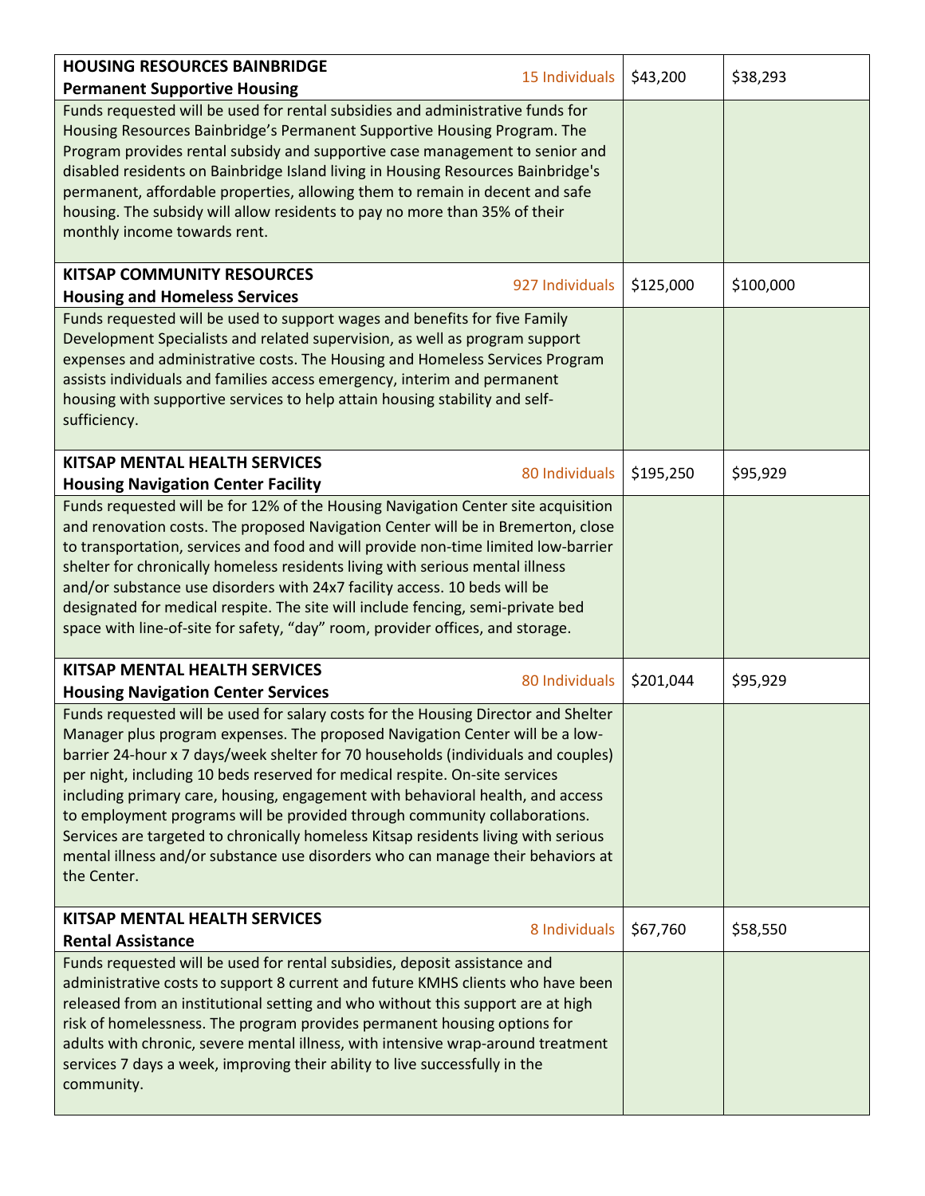| | | | |
|---|---|---|---|
| **HOUSING RESOURCES BAINBRIDGE**<br>**Permanent Supportive Housing** | 15 Individuals | $43,200 | $38,293 |
| Funds requested will be used for rental subsidies and administrative funds for Housing Resources Bainbridge's Permanent Supportive Housing Program. The Program provides rental subsidy and supportive case management to senior and disabled residents on Bainbridge Island living in Housing Resources Bainbridge's permanent, affordable properties, allowing them to remain in decent and safe housing. The subsidy will allow residents to pay no more than 35% of their monthly income towards rent. | | | |
| **KITSAP COMMUNITY RESOURCES**<br>**Housing and Homeless Services** | 927 Individuals | $125,000 | $100,000 |
| Funds requested will be used to support wages and benefits for five Family Development Specialists and related supervision, as well as program support expenses and administrative costs. The Housing and Homeless Services Program assists individuals and families access emergency, interim and permanent housing with supportive services to help attain housing stability and self-sufficiency. | | | |
| **KITSAP MENTAL HEALTH SERVICES**<br>**Housing Navigation Center Facility** | 80 Individuals | $195,250 | $95,929 |
| Funds requested will be for 12% of the Housing Navigation Center site acquisition and renovation costs. The proposed Navigation Center will be in Bremerton, close to transportation, services and food and will provide non-time limited low-barrier shelter for chronically homeless residents living with serious mental illness and/or substance use disorders with 24x7 facility access. 10 beds will be designated for medical respite. The site will include fencing, semi-private bed space with line-of-site for safety, "day" room, provider offices, and storage. | | | |
| **KITSAP MENTAL HEALTH SERVICES**<br>**Housing Navigation Center Services** | 80 Individuals | $201,044 | $95,929 |
| Funds requested will be used for salary costs for the Housing Director and Shelter Manager plus program expenses. The proposed Navigation Center will be a low-barrier 24-hour x 7 days/week shelter for 70 households (individuals and couples) per night, including 10 beds reserved for medical respite. On-site services including primary care, housing, engagement with behavioral health, and access to employment programs will be provided through community collaborations. Services are targeted to chronically homeless Kitsap residents living with serious mental illness and/or substance use disorders who can manage their behaviors at the Center. | | | |
| **KITSAP MENTAL HEALTH SERVICES**<br>**Rental Assistance** | 8 Individuals | $67,760 | $58,550 |
| Funds requested will be used for rental subsidies, deposit assistance and administrative costs to support 8 current and future KMHS clients who have been released from an institutional setting and who without this support are at high risk of homelessness. The program provides permanent housing options for adults with chronic, severe mental illness, with intensive wrap-around treatment services 7 days a week, improving their ability to live successfully in the community. | | | |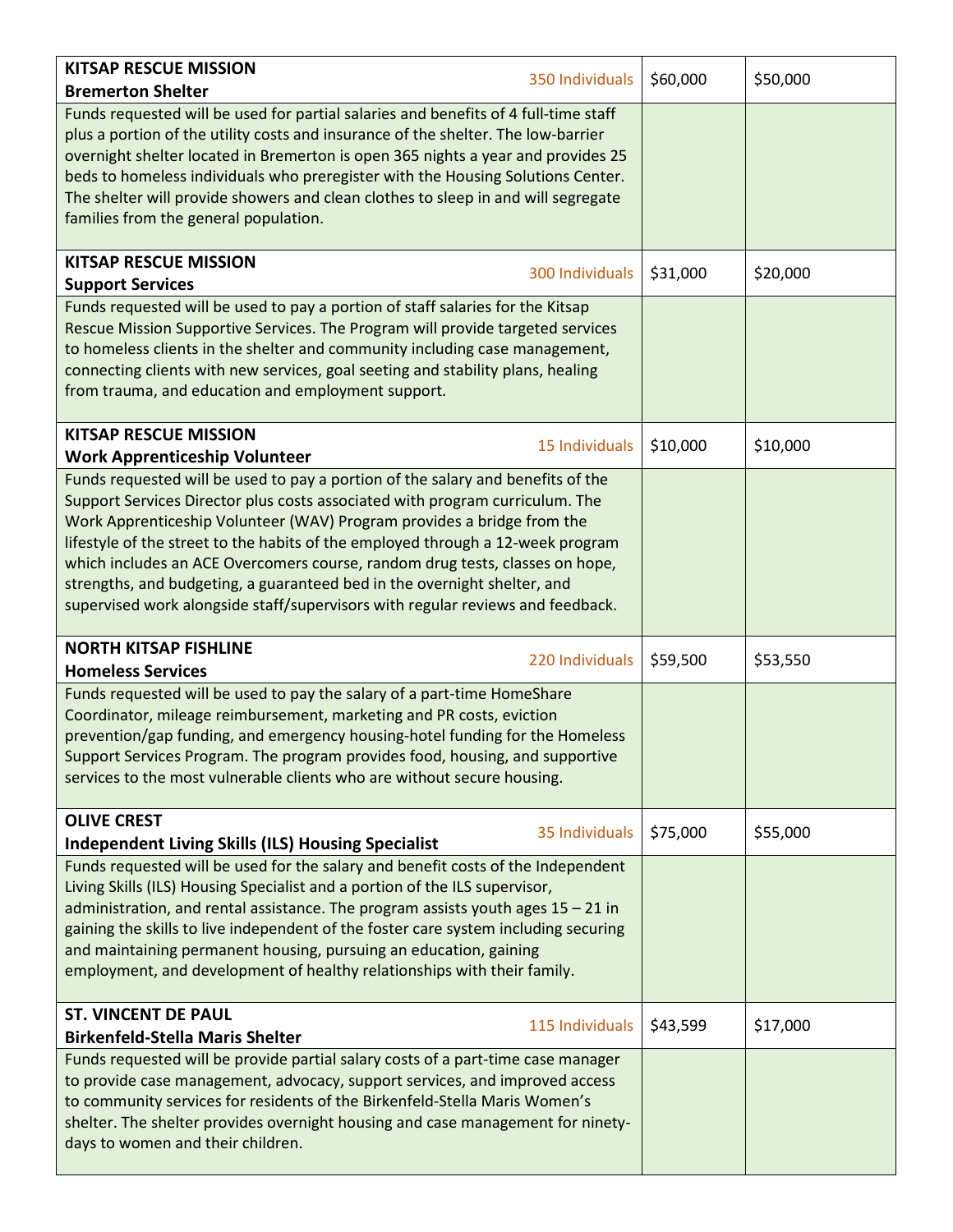| | | | |
|---|---|---|---|
| **KITSAP RESCUE MISSION**<br>**Bremerton Shelter** | 350 Individuals | $60,000 | $50,000 |
| Funds requested will be used for partial salaries and benefits of 4 full-time staff plus a portion of the utility costs and insurance of the shelter. The low-barrier overnight shelter located in Bremerton is open 365 nights a year and provides 25 beds to homeless individuals who preregister with the Housing Solutions Center. The shelter will provide showers and clean clothes to sleep in and will segregate families from the general population. | | | |
| **KITSAP RESCUE MISSION**<br>**Support Services** | 300 Individuals | $31,000 | $20,000 |
| Funds requested will be used to pay a portion of staff salaries for the Kitsap Rescue Mission Supportive Services. The Program will provide targeted services to homeless clients in the shelter and community including case management, connecting clients with new services, goal seeting and stability plans, healing from trauma, and education and employment support. | | | |
| **KITSAP RESCUE MISSION**<br>**Work Apprenticeship Volunteer** | 15 Individuals | $10,000 | $10,000 |
| Funds requested will be used to pay a portion of the salary and benefits of the Support Services Director plus costs associated with program curriculum. The Work Apprenticeship Volunteer (WAV) Program provides a bridge from the lifestyle of the street to the habits of the employed through a 12-week program which includes an ACE Overcomers course, random drug tests, classes on hope, strengths, and budgeting, a guaranteed bed in the overnight shelter, and supervised work alongside staff/supervisors with regular reviews and feedback. | | | |
| **NORTH KITSAP FISHLINE**<br>**Homeless Services** | 220 Individuals | $59,500 | $53,550 |
| Funds requested will be used to pay the salary of a part-time HomeShare Coordinator, mileage reimbursement, marketing and PR costs, eviction prevention/gap funding, and emergency housing-hotel funding for the Homeless Support Services Program. The program provides food, housing, and supportive services to the most vulnerable clients who are without secure housing. | | | |
| **OLIVE CREST**<br>**Independent Living Skills (ILS) Housing Specialist** | 35 Individuals | $75,000 | $55,000 |
| Funds requested will be used for the salary and benefit costs of the Independent Living Skills (ILS) Housing Specialist and a portion of the ILS supervisor, administration, and rental assistance. The program assists youth ages 15 – 21 in gaining the skills to live independent of the foster care system including securing and maintaining permanent housing, pursuing an education, gaining employment, and development of healthy relationships with their family. | | | |
| **ST. VINCENT DE PAUL**<br>**Birkenfeld-Stella Maris Shelter** | 115 Individuals | $43,599 | $17,000 |
| Funds requested will be provide partial salary costs of a part-time case manager to provide case management, advocacy, support services, and improved access to community services for residents of the Birkenfeld-Stella Maris Women's shelter. The shelter provides overnight housing and case management for ninety-days to women and their children. | | | |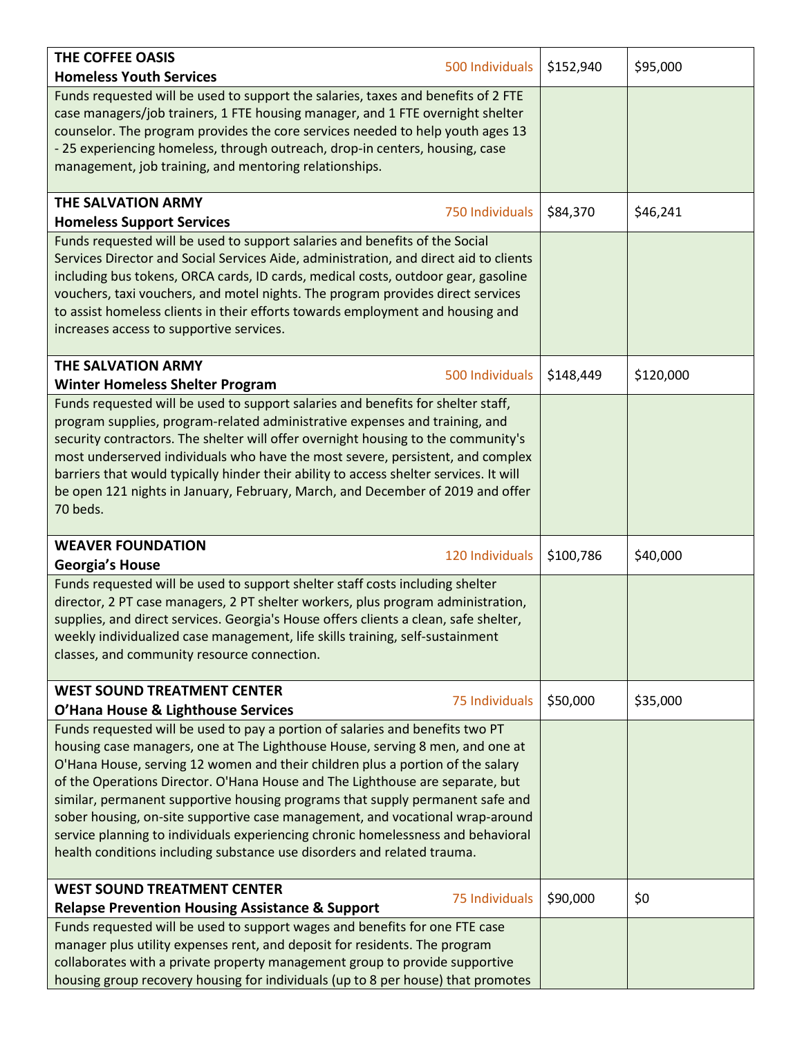| | | | |
|---|---|---|---|
| **THE COFFEE OASIS**<br>**Homeless Youth Services** | 500 Individuals | $152,940 | $95,000 |
| Funds requested will be used to support the salaries, taxes and benefits of 2 FTE case managers/job trainers, 1 FTE housing manager, and 1 FTE overnight shelter counselor. The program provides the core services needed to help youth ages 13 - 25 experiencing homeless, through outreach, drop-in centers, housing, case management, job training, and mentoring relationships. | | | |
| **THE SALVATION ARMY**<br>**Homeless Support Services** | 750 Individuals | $84,370 | $46,241 |
| Funds requested will be used to support salaries and benefits of the Social Services Director and Social Services Aide, administration, and direct aid to clients including bus tokens, ORCA cards, ID cards, medical costs, outdoor gear, gasoline vouchers, taxi vouchers, and motel nights. The program provides direct services to assist homeless clients in their efforts towards employment and housing and increases access to supportive services. | | | |
| **THE SALVATION ARMY**<br>**Winter Homeless Shelter Program** | 500 Individuals | $148,449 | $120,000 |
| Funds requested will be used to support salaries and benefits for shelter staff, program supplies, program-related administrative expenses and training, and security contractors. The shelter will offer overnight housing to the community's most underserved individuals who have the most severe, persistent, and complex barriers that would typically hinder their ability to access shelter services. It will be open 121 nights in January, February, March, and December of 2019 and offer 70 beds. | | | |
| **WEAVER FOUNDATION**<br>**Georgia's House** | 120 Individuals | $100,786 | $40,000 |
| Funds requested will be used to support shelter staff costs including shelter director, 2 PT case managers, 2 PT shelter workers, plus program administration, supplies, and direct services. Georgia's House offers clients a clean, safe shelter, weekly individualized case management, life skills training, self-sustainment classes, and community resource connection. | | | |
| **WEST SOUND TREATMENT CENTER**<br>**O'Hana House & Lighthouse Services** | 75 Individuals | $50,000 | $35,000 |
| Funds requested will be used to pay a portion of salaries and benefits two PT housing case managers, one at The Lighthouse House, serving 8 men, and one at O'Hana House, serving 12 women and their children plus a portion of the salary of the Operations Director. O'Hana House and The Lighthouse are separate, but similar, permanent supportive housing programs that supply permanent safe and sober housing, on-site supportive case management, and vocational wrap-around service planning to individuals experiencing chronic homelessness and behavioral health conditions including substance use disorders and related trauma. | | | |
| **WEST SOUND TREATMENT CENTER**<br>**Relapse Prevention Housing Assistance & Support** | 75 Individuals | $90,000 | $0 |
| Funds requested will be used to support wages and benefits for one FTE case manager plus utility expenses rent, and deposit for residents. The program collaborates with a private property management group to provide supportive housing group recovery housing for individuals (up to 8 per house) that promotes | | | |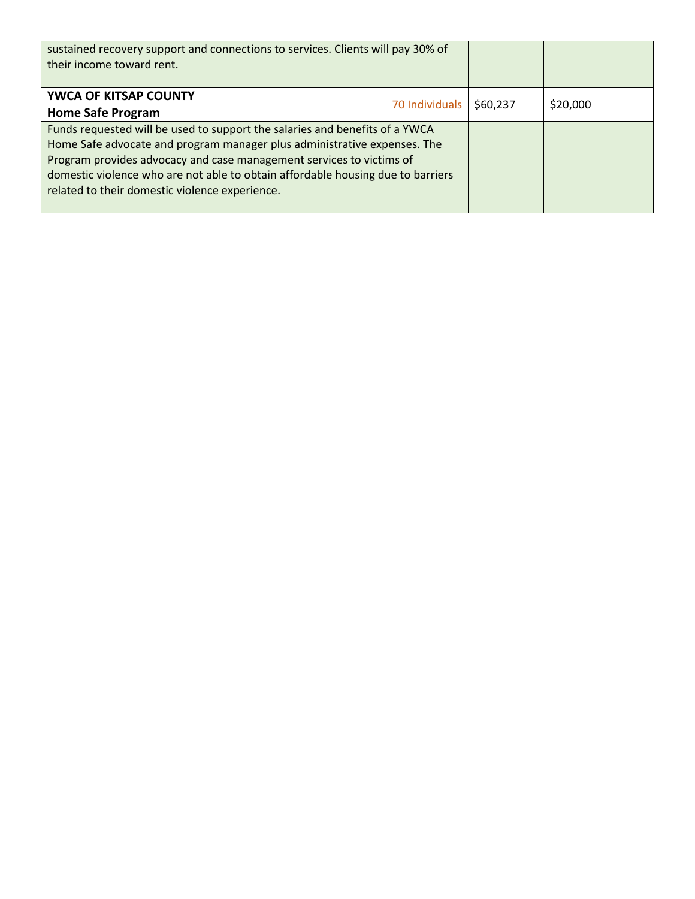| | | | |
|---|---|---|---|
| sustained recovery support and connections to services. Clients will pay 30% of their income toward rent. | | | |
| **YWCA OF KITSAP COUNTY**<br>**Home Safe Program** | 70 Individuals | $60,237 | $20,000 |
| Funds requested will be used to support the salaries and benefits of a YWCA Home Safe advocate and program manager plus administrative expenses. The Program provides advocacy and case management services to victims of domestic violence who are not able to obtain affordable housing due to barriers related to their domestic violence experience. | | | |